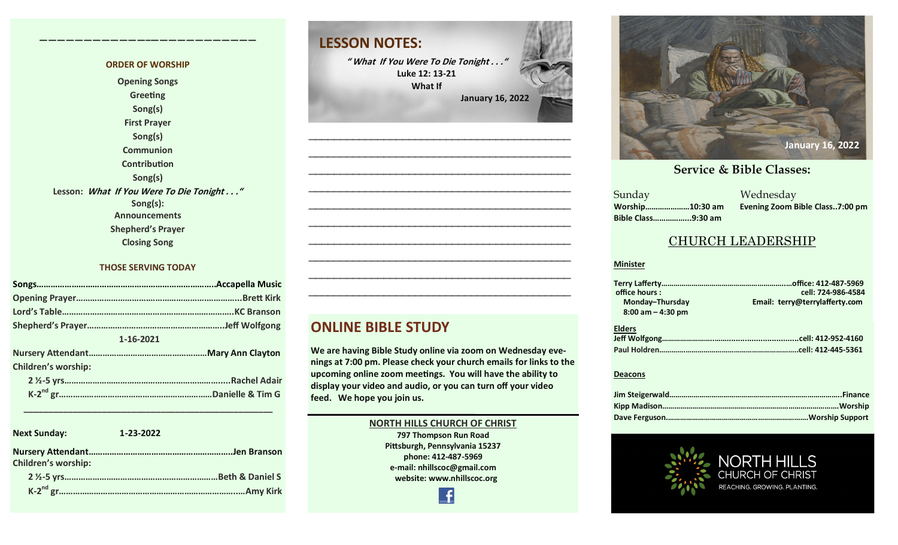## ORDER OF WORSHIP

Opening Songs
Greeting
Song(s)
First Prayer
Song(s)
Communion
Contribution
Song(s)
Lesson: *What If You Were To Die Tonight . . ."*
Song(s):
Announcements
Shepherd's Prayer
Closing Song

## THOSE SERVING TODAY

Songs……………………………………………………………Accapella Music
Opening Prayer………………………………………………Brett Kirk
Lord's Table…………………………………………………KC Branson
Shepherd's Prayer…………………………………………Jeff Wolfgong

1-16-2021

Nursery Attendant…………………………………Mary Ann Clayton
Children's worship:
2 ½-5 yrs……………………………………………………Rachel Adair
K-2nd gr…………………………………………………Danielle & Tim G

---

**Next Sunday:** 1-23-2022

Nursery Attendant……………………………………………Jen Branson
Children's worship:
2 ½-5 yrs…………………………………………………Beth & Daniel S
K-2nd gr……………………………………………………………Amy Kirk

## LESSON NOTES:

*" What If You Were To Die Tonight . . ."*
Luke 12: 13-21
What If
January 16, 2022

## ONLINE BIBLE STUDY

We are having Bible Study online via zoom on Wednesday evenings at 7:00 pm. Please check your church emails for links to the upcoming online zoom meetings. You will have the ability to display your video and audio, or you can turn off your video feed. We hope you join us.

**NORTH HILLS CHURCH OF CHRIST**
797 Thompson Run Road
Pittsburgh, Pennsylvania 15237
phone: 412-487-5969
e-mail: nhillscoc@gmail.com
website: www.nhillscoc.org

January 16, 2022

## Service & Bible Classes:

Sunday
Worship…………………10:30 am
Bible Class………………9:30 am

Wednesday
Evening Zoom Bible Class..7:00 pm

## CHURCH LEADERSHIP

**Minister**

Terry Lafferty………………………………………………office: 412-487-5969
office hours : cell: 724-986-4584
Monday–Thursday Email: terry@terrylafferty.com
8:00 am – 4:30 pm

**Elders**

Jeff Wolfgong…………………………………………………cell: 412-952-4160
Paul Holdren…………………………………………………cell: 412-445-5361

**Deacons**

Jim Steigerwald……………………………………………………Finance
Kipp Madison………………………………………………………Worship
Dave Ferguson……………………………………………Worship Support

NORTH HILLS
CHURCH OF CHRIST
REACHING. GROWING. PLANTING.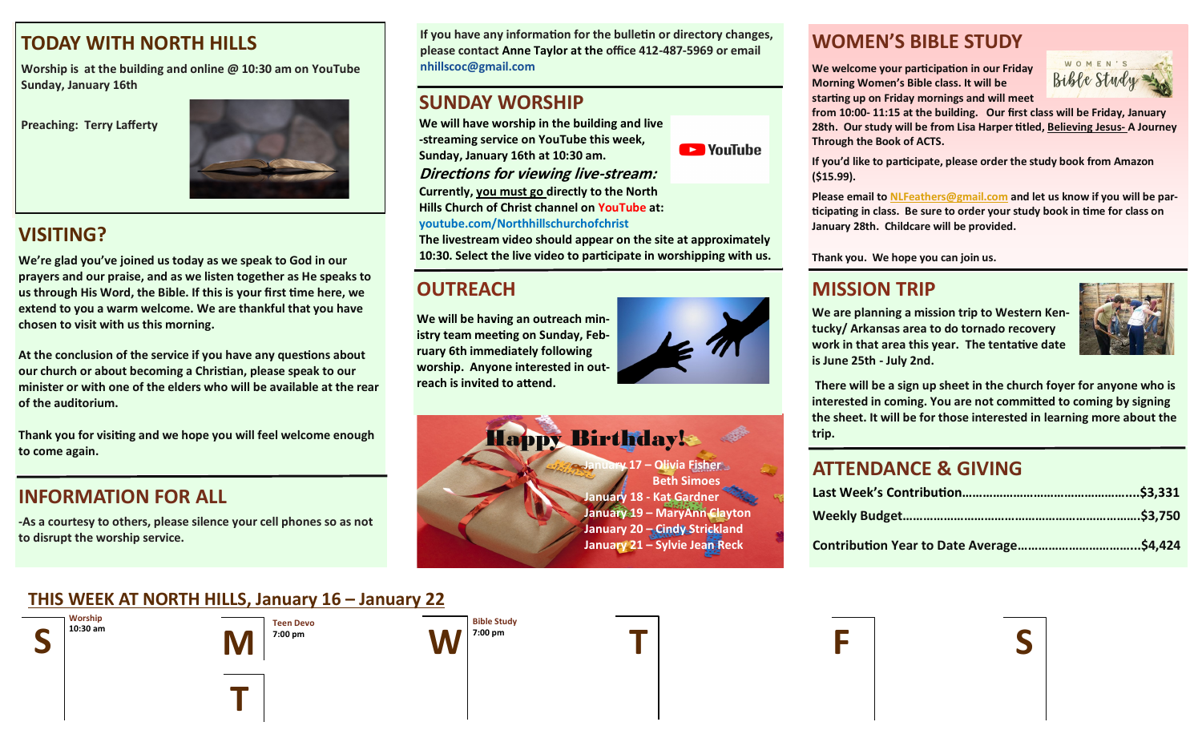## TODAY WITH NORTH HILLS

**Worship is at the building and online @ 10:30 am on YouTube Sunday, January 16th**

**Preaching: Terry Lafferty**

## VISITING?

**We're glad you've joined us today as we speak to God in our prayers and our praise, and as we listen together as He speaks to us through His Word, the Bible. If this is your first time here, we extend to you a warm welcome. We are thankful that you have chosen to visit with us this morning.**

**At the conclusion of the service if you have any questions about our church or about becoming a Christian, please speak to our minister or with one of the elders who will be available at the rear of the auditorium.**

**Thank you for visiting and we hope you will feel welcome enough to come again.**

## INFORMATION FOR ALL

**-As a courtesy to others, please silence your cell phones so as not to disrupt the worship service.**

**If you have any information for the bulletin or directory changes, please contact Anne Taylor at the office 412-487-5969 or email nhillscoc@gmail.com**

## SUNDAY WORSHIP

**We will have worship in the building and live-streaming service on YouTube this week, Sunday, January 16th at 10:30 am.**

***Directions for viewing live-stream:***

**Currently, you must go directly to the North Hills Church of Christ channel on YouTube at: youtube.com/Northhillschurchofchrist**

**The livestream video should appear on the site at approximately 10:30. Select the live video to participate in worshipping with us.**

## OUTREACH

**We will be having an outreach ministry team meeting on Sunday, February 6th immediately following worship. Anyone interested in outreach is invited to attend.**

## Happy Birthday!

**January 17 – Olivia Fisher**
**Beth Simoes**
**January 18 - Kat Gardner**
**January 19 – MaryAnn Clayton**
**January 20 – Cindy Strickland**
**January 21 – Sylvie Jean Reck**

## WOMEN'S BIBLE STUDY

**We welcome your participation in our Friday Morning Women's Bible class. It will be starting up on Friday mornings and will meet from 10:00- 11:15 at the building. Our first class will be Friday, January 28th. Our study will be from Lisa Harper titled, Believing Jesus- A Journey Through the Book of ACTS.**

**If you'd like to participate, please order the study book from Amazon ($15.99).**

**Please email to NLFeathers@gmail.com and let us know if you will be participating in class. Be sure to order your study book in time for class on January 28th. Childcare will be provided.**

**Thank you. We hope you can join us.**

## MISSION TRIP

**We are planning a mission trip to Western Kentucky/ Arkansas area to do tornado recovery work in that area this year. The tentative date is June 25th - July 2nd.**

**There will be a sign up sheet in the church foyer for anyone who is interested in coming. You are not committed to coming by signing the sheet. It will be for those interested in learning more about the trip.**

## ATTENDANCE & GIVING

| | |
|---|---|
| **Last Week's Contribution** | **$3,331** |
| **Weekly Budget** | **$3,750** |
| **Contribution Year to Date Average** | **$4,424** |

## THIS WEEK AT NORTH HILLS, January 16 – January 22

- **S** – Worship 10:30 am
- **M** – Teen Devo 7:00 pm
- **T**
- **W** – Bible Study 7:00 pm
- **T**
- **F**
- **S**